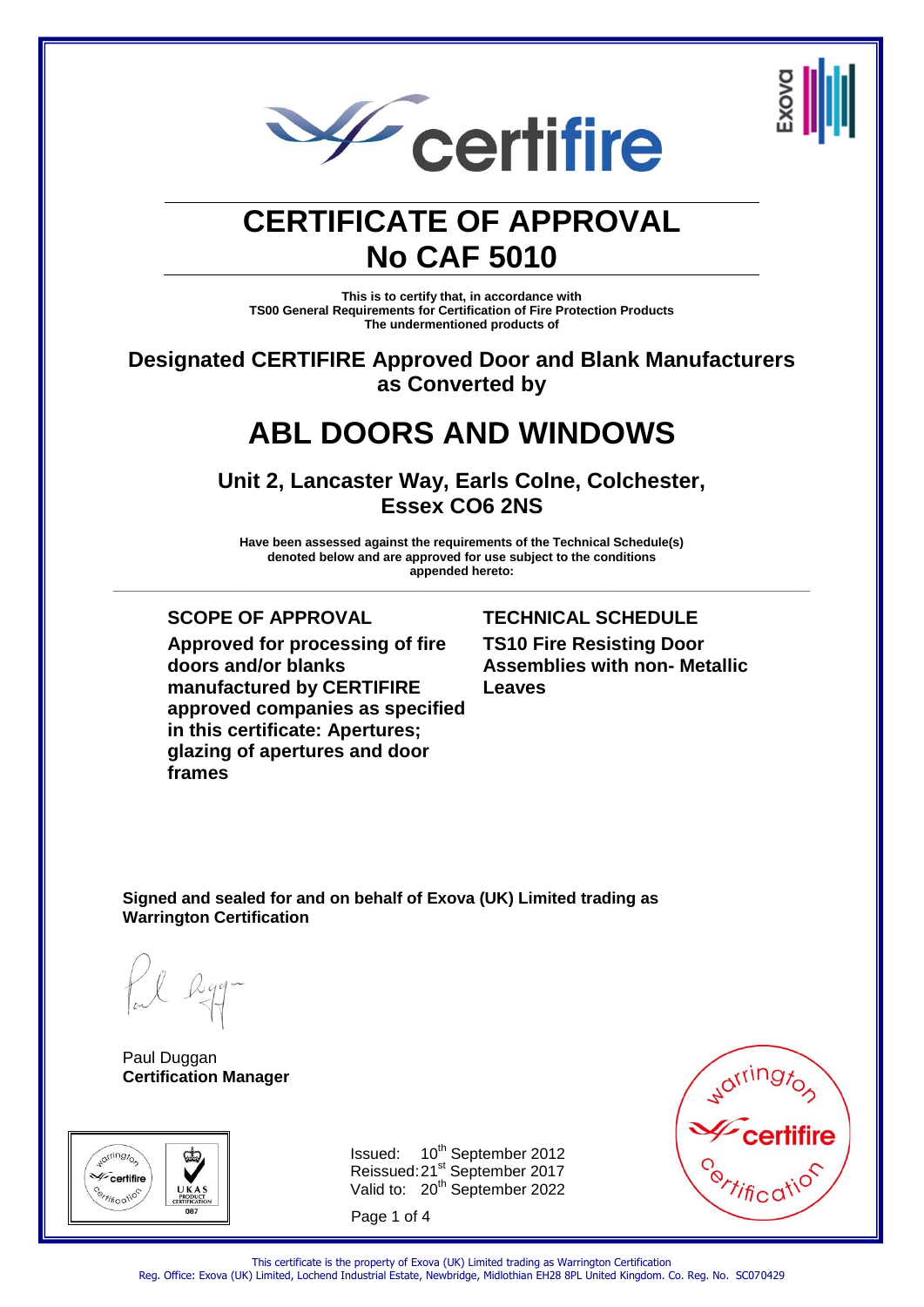# CERTIFICATE OF APPROVAL

# No CAF 5010

**This is to certify that, in accordance with**
**TS00 General Requirements for Certification of Fire Protection Products**
**The undermentioned products of**

## Designated CERTIFIRE Approved Door and Blank Manufacturers as Converted by

# ABL DOORS AND WINDOWS

### Unit 2, Lancaster Way, Earls Colne, Colchester, Essex CO6 2NS

**Have been assessed against the requirements of the Technical Schedule(s) denoted below and are approved for use subject to the conditions appended hereto:**

---

### SCOPE OF APPROVAL

**Approved for processing of fire doors and/or blanks manufactured by CERTIFIRE approved companies as specified in this certificate: Apertures; glazing of apertures and door frames**

### TECHNICAL SCHEDULE

**TS10 Fire Resisting Door Assemblies with non- Metallic Leaves**

**Signed and sealed for and on behalf of Exova (UK) Limited trading as Warrington Certification**

Paul Duggan
**Certification Manager**

Issued: 10th September 2012
Reissued: 21st September 2017
Valid to: 20th September 2022

This certificate is the property of Exova (UK) Limited trading as Warrington Certification
Reg. Office: Exova (UK) Limited, Lochend Industrial Estate, Newbridge, Midlothian EH28 8PL United Kingdom. Co. Reg. No. SC070429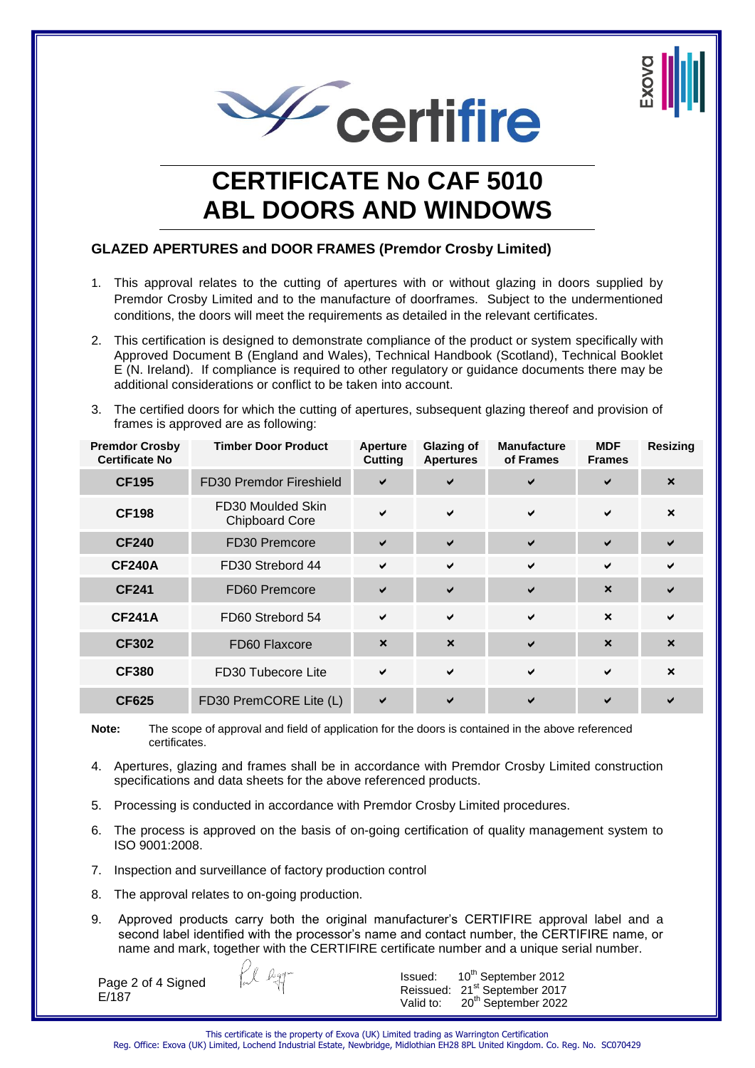# CERTIFICATE No CAF 5010
# ABL DOORS AND WINDOWS

### GLAZED APERTURES and DOOR FRAMES (Premdor Crosby Limited)

1. This approval relates to the cutting of apertures with or without glazing in doors supplied by Premdor Crosby Limited and to the manufacture of doorframes. Subject to the undermentioned conditions, the doors will meet the requirements as detailed in the relevant certificates.

2. This certification is designed to demonstrate compliance of the product or system specifically with Approved Document B (England and Wales), Technical Handbook (Scotland), Technical Booklet E (N. Ireland). If compliance is required to other regulatory or guidance documents there may be additional considerations or conflict to be taken into account.

3. The certified doors for which the cutting of apertures, subsequent glazing thereof and provision of frames is approved are as following:

| Premdor Crosby Certificate No | Timber Door Product | Aperture Cutting | Glazing of Apertures | Manufacture of Frames | MDF Frames | Resizing |
|---|---|---|---|---|---|---|
| **CF195** | FD30 Premdor Fireshield | ✔ | ✔ | ✔ | ✔ | ✖ |
| **CF198** | FD30 Moulded Skin Chipboard Core | ✔ | ✔ | ✔ | ✔ | ✖ |
| **CF240** | FD30 Premcore | ✔ | ✔ | ✔ | ✔ | ✔ |
| **CF240A** | FD30 Strebord 44 | ✔ | ✔ | ✔ | ✔ | ✔ |
| **CF241** | FD60 Premcore | ✔ | ✔ | ✔ | ✖ | ✔ |
| **CF241A** | FD60 Strebord 54 | ✔ | ✔ | ✔ | ✖ | ✔ |
| **CF302** | FD60 Flaxcore | ✖ | ✖ | ✔ | ✖ | ✖ |
| **CF380** | FD30 Tubecore Lite | ✔ | ✔ | ✔ | ✔ | ✖ |
| **CF625** | FD30 PremCORE Lite (L) | ✔ | ✔ | ✔ | ✔ | ✔ |

**Note:** The scope of approval and field of application for the doors is contained in the above referenced certificates.

4. Apertures, glazing and frames shall be in accordance with Premdor Crosby Limited construction specifications and data sheets for the above referenced products.

5. Processing is conducted in accordance with Premdor Crosby Limited procedures.

6. The process is approved on the basis of on-going certification of quality management system to ISO 9001:2008.

7. Inspection and surveillance of factory production control

8. The approval relates to on-going production.

9. Approved products carry both the original manufacturer's CERTIFIRE approval label and a second label identified with the processor's name and contact number, the CERTIFIRE name, or name and mark, together with the CERTIFIRE certificate number and a unique serial number.

Signed
E/187

Issued: 10th September 2012
Reissued: 21st September 2017
Valid to: 20th September 2022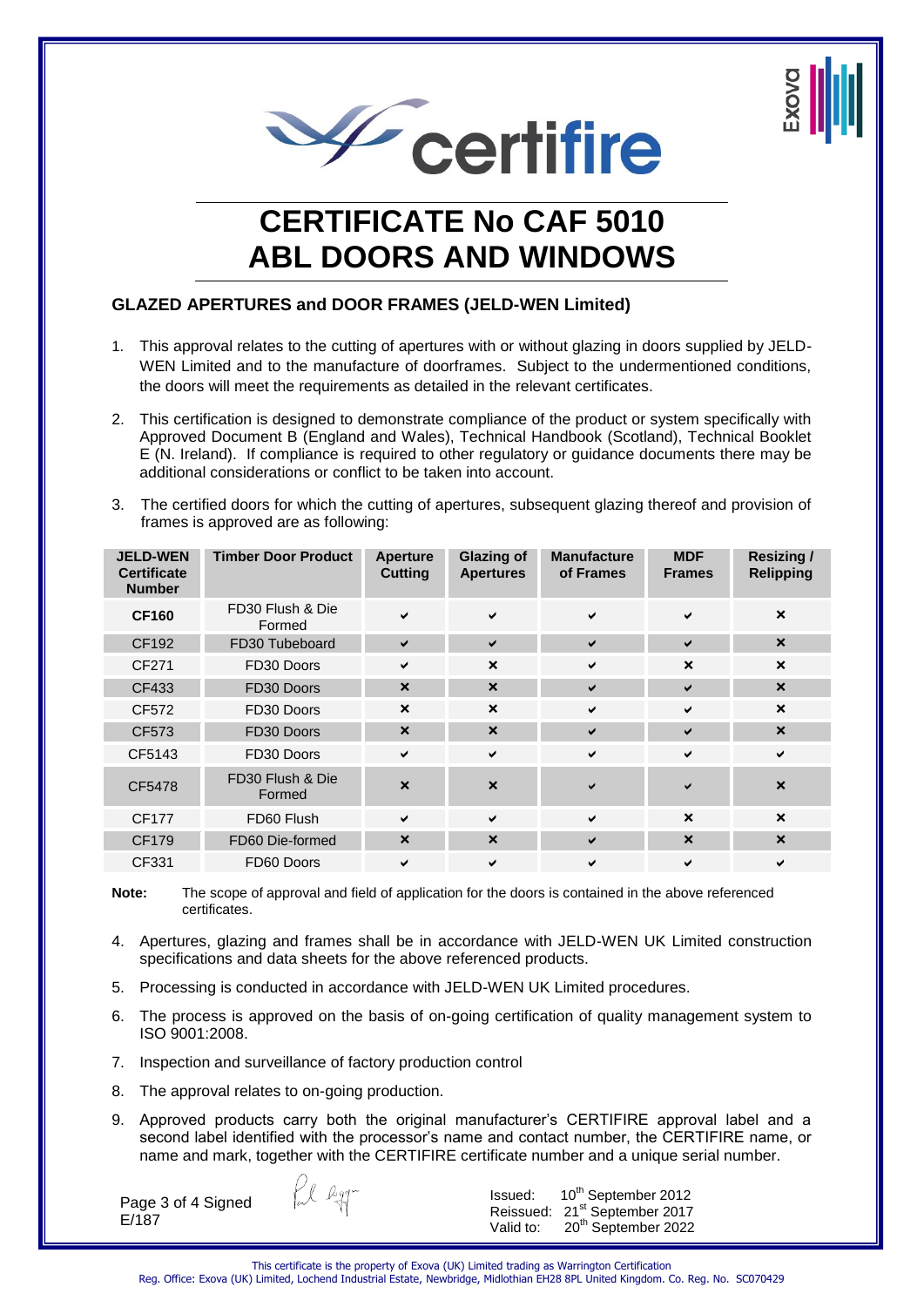# CERTIFICATE No CAF 5010
# ABL DOORS AND WINDOWS

### GLAZED APERTURES and DOOR FRAMES (JELD-WEN Limited)

1. This approval relates to the cutting of apertures with or without glazing in doors supplied by JELD-WEN Limited and to the manufacture of doorframes. Subject to the undermentioned conditions, the doors will meet the requirements as detailed in the relevant certificates.

2. This certification is designed to demonstrate compliance of the product or system specifically with Approved Document B (England and Wales), Technical Handbook (Scotland), Technical Booklet E (N. Ireland). If compliance is required to other regulatory or guidance documents there may be additional considerations or conflict to be taken into account.

3. The certified doors for which the cutting of apertures, subsequent glazing thereof and provision of frames is approved are as following:

| JELD-WEN Certificate Number | Timber Door Product | Aperture Cutting | Glazing of Apertures | Manufacture of Frames | MDF Frames | Resizing / Relipping |
|---|---|---|---|---|---|---|
| **CF160** | FD30 Flush & Die Formed | ✔ | ✔ | ✔ | ✔ | ✖ |
| CF192 | FD30 Tubeboard | ✔ | ✔ | ✔ | ✔ | ✖ |
| CF271 | FD30 Doors | ✔ | ✖ | ✔ | ✖ | ✖ |
| CF433 | FD30 Doors | ✖ | ✖ | ✔ | ✔ | ✖ |
| CF572 | FD30 Doors | ✖ | ✖ | ✔ | ✔ | ✖ |
| CF573 | FD30 Doors | ✖ | ✖ | ✔ | ✔ | ✖ |
| CF5143 | FD30 Doors | ✔ | ✔ | ✔ | ✔ | ✔ |
| CF5478 | FD30 Flush & Die Formed | ✖ | ✖ | ✔ | ✔ | ✖ |
| CF177 | FD60 Flush | ✔ | ✔ | ✔ | ✖ | ✖ |
| CF179 | FD60 Die-formed | ✖ | ✖ | ✔ | ✖ | ✖ |
| CF331 | FD60 Doors | ✔ | ✔ | ✔ | ✔ | ✔ |

**Note:** The scope of approval and field of application for the doors is contained in the above referenced certificates.

4. Apertures, glazing and frames shall be in accordance with JELD-WEN UK Limited construction specifications and data sheets for the above referenced products.

5. Processing is conducted in accordance with JELD-WEN UK Limited procedures.

6. The process is approved on the basis of on-going certification of quality management system to ISO 9001:2008.

7. Inspection and surveillance of factory production control

8. The approval relates to on-going production.

9. Approved products carry both the original manufacturer's CERTIFIRE approval label and a second label identified with the processor's name and contact number, the CERTIFIRE name, or name and mark, together with the CERTIFIRE certificate number and a unique serial number.

Signed
E/187

Issued: 10th September 2012
Reissued: 21st September 2017
Valid to: 20th September 2022

This certificate is the property of Exova (UK) Limited trading as Warrington Certification
Reg. Office: Exova (UK) Limited, Lochend Industrial Estate, Newbridge, Midlothian EH28 8PL United Kingdom. Co. Reg. No. SC070429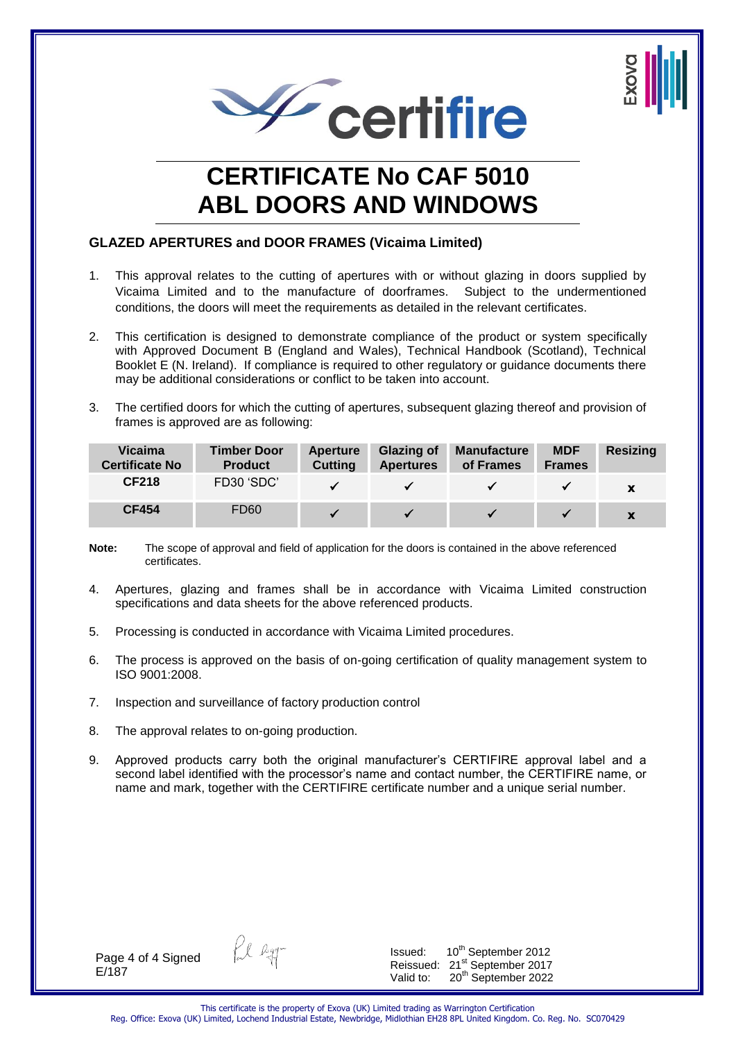# CERTIFICATE No CAF 5010
# ABL DOORS AND WINDOWS

### GLAZED APERTURES and DOOR FRAMES (Vicaima Limited)

1. This approval relates to the cutting of apertures with or without glazing in doors supplied by Vicaima Limited and to the manufacture of doorframes. Subject to the undermentioned conditions, the doors will meet the requirements as detailed in the relevant certificates.

2. This certification is designed to demonstrate compliance of the product or system specifically with Approved Document B (England and Wales), Technical Handbook (Scotland), Technical Booklet E (N. Ireland). If compliance is required to other regulatory or guidance documents there may be additional considerations or conflict to be taken into account.

3. The certified doors for which the cutting of apertures, subsequent glazing thereof and provision of frames is approved are as following:

| Vicaima Certificate No | Timber Door Product | Aperture Cutting | Glazing of Apertures | Manufacture of Frames | MDF Frames | Resizing |
|---|---|---|---|---|---|---|
| CF218 | FD30 'SDC' | ✓ | ✓ | ✓ | ✓ | x |
| CF454 | FD60 | ✓ | ✓ | ✓ | ✓ | x |

**Note:** The scope of approval and field of application for the doors is contained in the above referenced certificates.

4. Apertures, glazing and frames shall be in accordance with Vicaima Limited construction specifications and data sheets for the above referenced products.

5. Processing is conducted in accordance with Vicaima Limited procedures.

6. The process is approved on the basis of on-going certification of quality management system to ISO 9001:2008.

7. Inspection and surveillance of factory production control

8. The approval relates to on-going production.

9. Approved products carry both the original manufacturer's CERTIFIRE approval label and a second label identified with the processor's name and contact number, the CERTIFIRE name, or name and mark, together with the CERTIFIRE certificate number and a unique serial number.

Signed
E/187

Issued: 10th September 2012
Reissued: 21st September 2017
Valid to: 20th September 2022

This certificate is the property of Exova (UK) Limited trading as Warrington Certification
Reg. Office: Exova (UK) Limited, Lochend Industrial Estate, Newbridge, Midlothian EH28 8PL United Kingdom. Co. Reg. No. SC070429